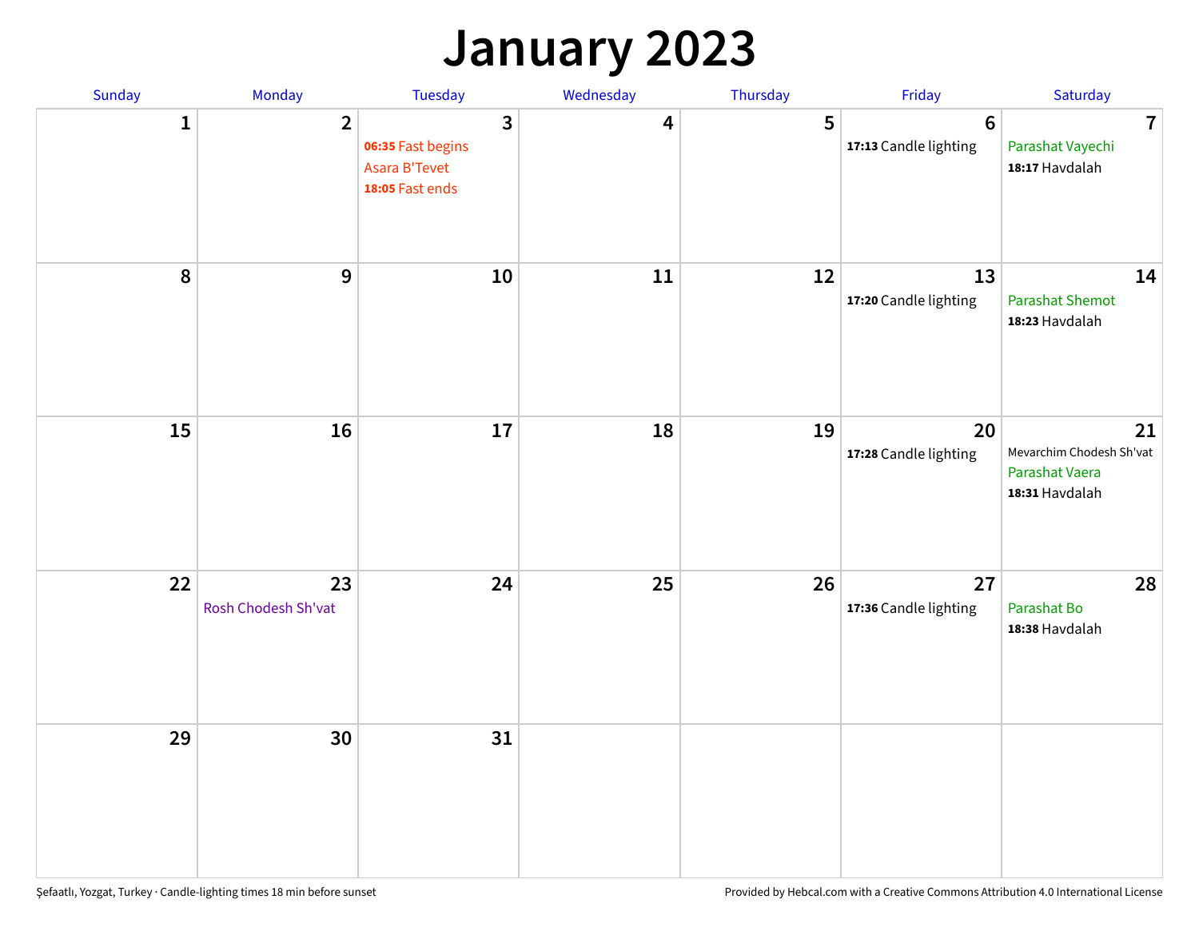# January 2023

| Sunday | Monday | Tuesday | Wednesday | Thursday | Friday | Saturday |
|---|---|---|---|---|---|---|
| 1 | 2 | 3<br>**06:35** Fast begins<br>Asara B'Tevet<br>**18:05** Fast ends | 4 | 5 | 6<br>**17:13** Candle lighting | 7<br>Parashat Vayechi<br>**18:17** Havdalah |
| 8 | 9 | 10 | 11 | 12 | 13<br>**17:20** Candle lighting | 14<br>Parashat Shemot<br>**18:23** Havdalah |
| 15 | 16 | 17 | 18 | 19 | 20<br>**17:28** Candle lighting | 21<br>Mevarchim Chodesh Sh'vat<br>Parashat Vaera<br>**18:31** Havdalah |
| 22 | 23<br>Rosh Chodesh Sh'vat | 24 | 25 | 26 | 27<br>**17:36** Candle lighting | 28<br>Parashat Bo<br>**18:38** Havdalah |
| 29 | 30 | 31 | | | | |

Şefaatlı, Yozgat, Turkey · Candle-lighting times 18 min before sunset

Provided by Hebcal.com with a Creative Commons Attribution 4.0 International License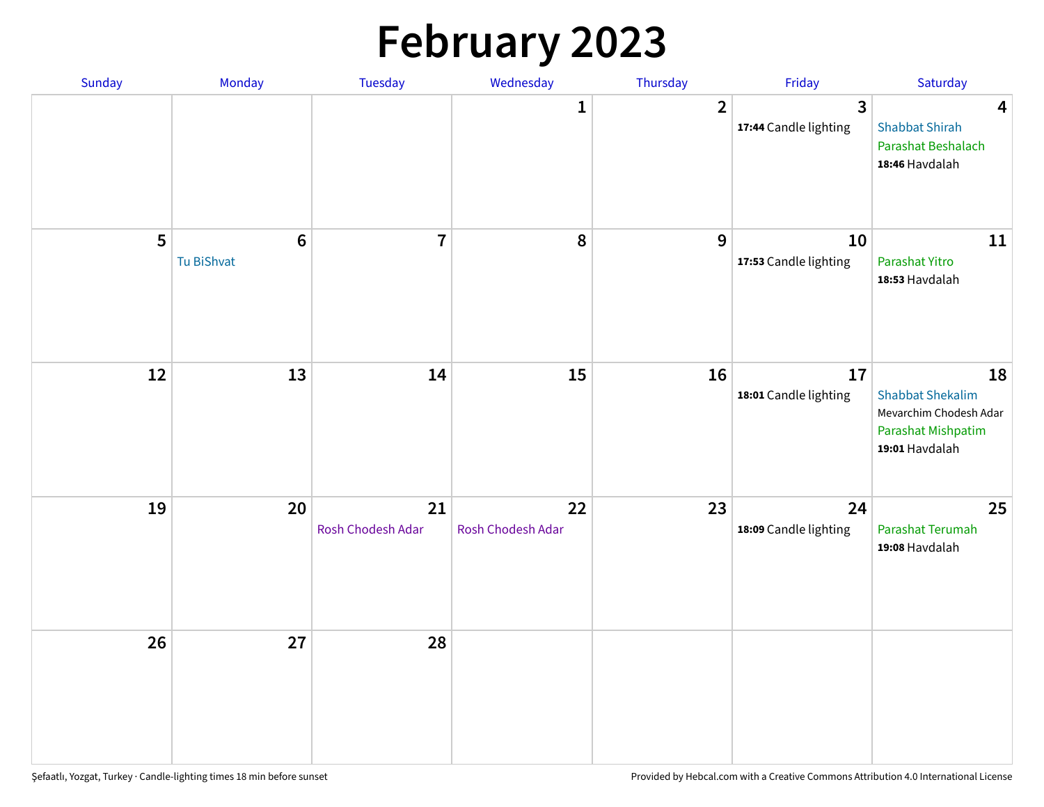# February 2023

| Sunday | Monday | Tuesday | Wednesday | Thursday | Friday | Saturday |
|---|---|---|---|---|---|---|
| | | | 1 | 2 | 3<br>**17:44** Candle lighting | 4<br>Shabbat Shirah<br>Parashat Beshalach<br>**18:46** Havdalah |
| 5 | 6<br>Tu BiShvat | 7 | 8 | 9 | 10<br>**17:53** Candle lighting | 11<br>Parashat Yitro<br>**18:53** Havdalah |
| 12 | 13 | 14 | 15 | 16 | 17<br>**18:01** Candle lighting | 18<br>Shabbat Shekalim<br>Mevarchim Chodesh Adar<br>Parashat Mishpatim<br>**19:01** Havdalah |
| 19 | 20 | 21<br>Rosh Chodesh Adar | 22<br>Rosh Chodesh Adar | 23 | 24<br>**18:09** Candle lighting | 25<br>Parashat Terumah<br>**19:08** Havdalah |
| 26 | 27 | 28 | | | | |

Şefaatlı, Yozgat, Turkey · Candle-lighting times 18 min before sunset

Provided by Hebcal.com with a Creative Commons Attribution 4.0 International License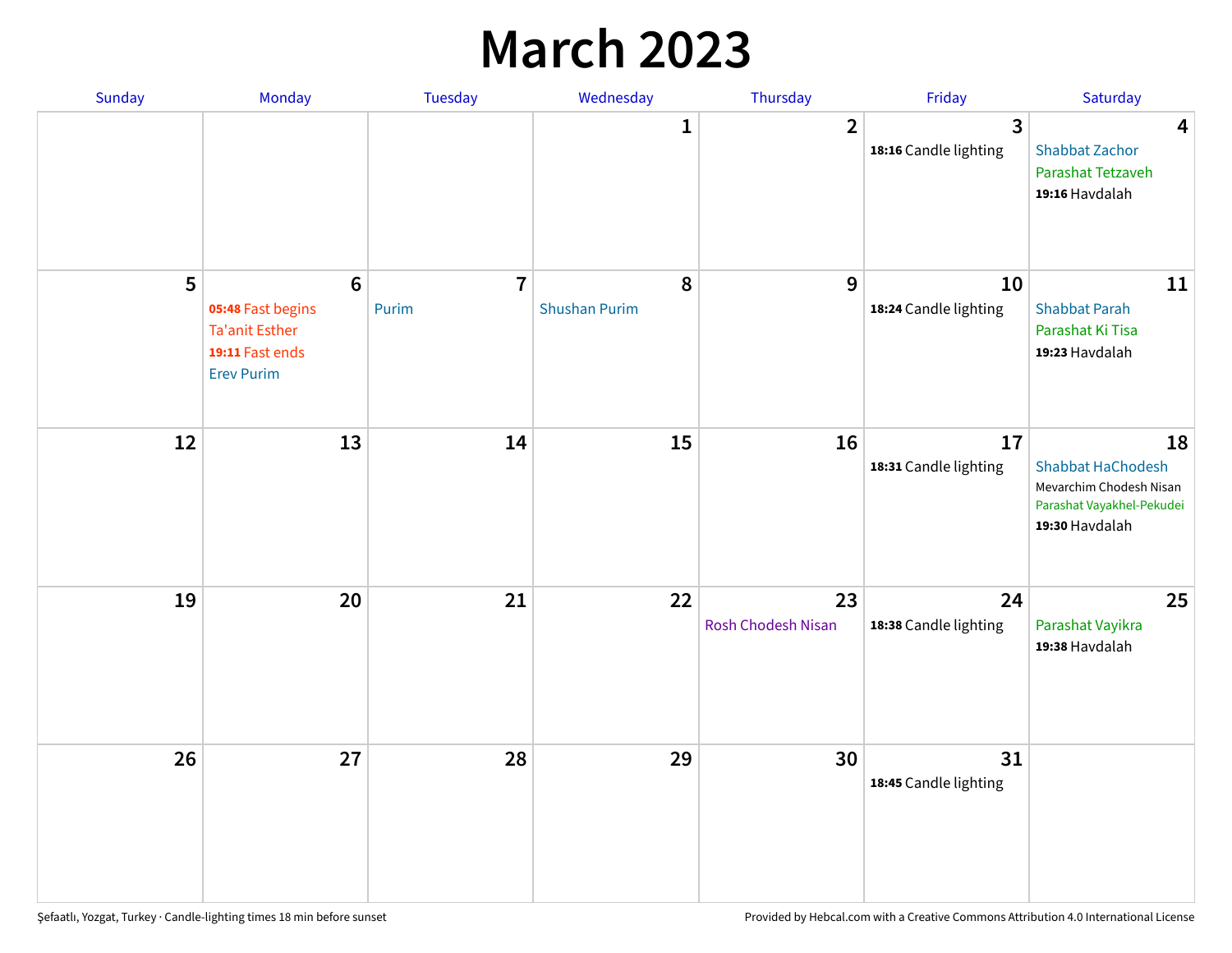# March 2023

| Sunday | Monday | Tuesday | Wednesday | Thursday | Friday | Saturday |
|---|---|---|---|---|---|---|
| | | | 1 | 2 | 3<br>**18:16** Candle lighting | 4<br>Shabbat Zachor<br>Parashat Tetzaveh<br>**19:16** Havdalah |
| 5 | 6<br>**05:48** Fast begins<br>Ta'anit Esther<br>**19:11** Fast ends<br>Erev Purim | 7<br>Purim | 8<br>Shushan Purim | 9 | 10<br>**18:24** Candle lighting | 11<br>Shabbat Parah<br>Parashat Ki Tisa<br>**19:23** Havdalah |
| 12 | 13 | 14 | 15 | 16 | 17<br>**18:31** Candle lighting | 18<br>Shabbat HaChodesh<br>Mevarchim Chodesh Nisan<br>Parashat Vayakhel-Pekudei<br>**19:30** Havdalah |
| 19 | 20 | 21 | 22 | 23<br>Rosh Chodesh Nisan | 24<br>**18:38** Candle lighting | 25<br>Parashat Vayikra<br>**19:38** Havdalah |
| 26 | 27 | 28 | 29 | 30 | 31<br>**18:45** Candle lighting | |

Şefaatlı, Yozgat, Turkey · Candle-lighting times 18 min before sunset

Provided by Hebcal.com with a Creative Commons Attribution 4.0 International License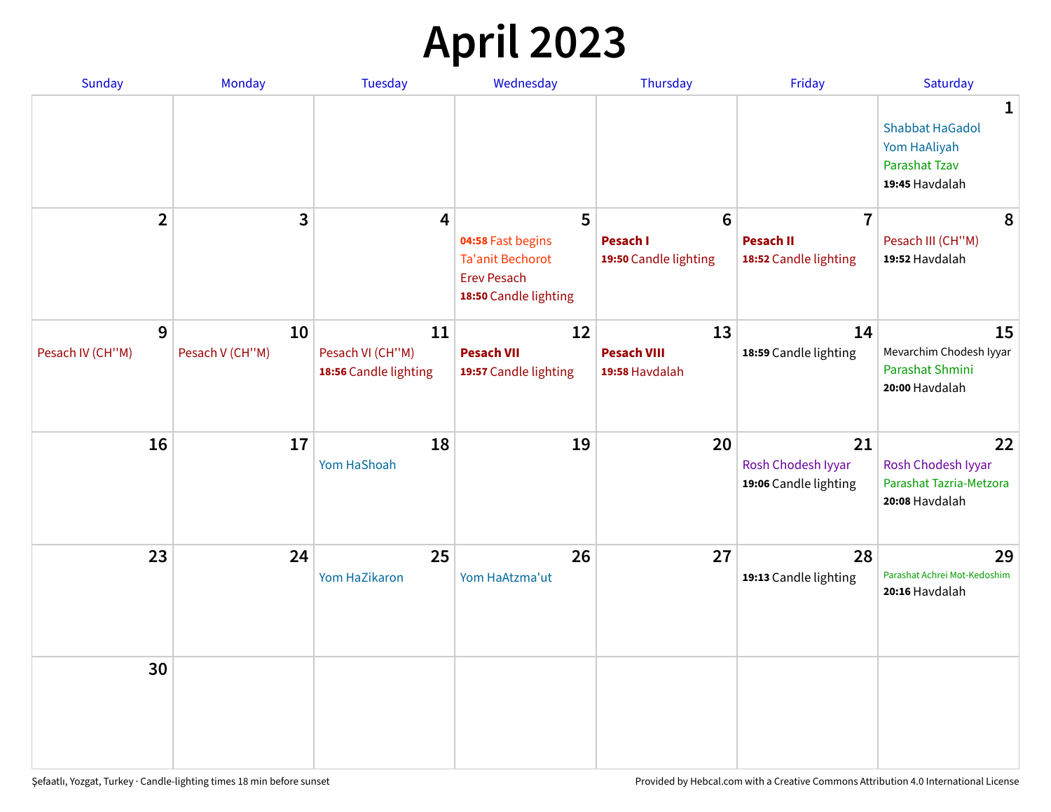# April 2023

| Sunday | Monday | Tuesday | Wednesday | Thursday | Friday | Saturday |
|---|---|---|---|---|---|---|
| | | | | | | **1**<br>Shabbat HaGadol<br>Yom HaAliyah<br>Parashat Tzav<br>**19:45** Havdalah |
| **2** | **3** | **4** | **5**<br>**04:58** Fast begins<br>Ta'anit Bechorot<br>Erev Pesach<br>**18:50** Candle lighting | **6**<br>**Pesach I**<br>**19:50** Candle lighting | **7**<br>**Pesach II**<br>**18:52** Candle lighting | **8**<br>Pesach III (CH''M)<br>**19:52** Havdalah |
| **9**<br>Pesach IV (CH''M) | **10**<br>Pesach V (CH''M) | **11**<br>Pesach VI (CH''M)<br>**18:56** Candle lighting | **12**<br>**Pesach VII**<br>**19:57** Candle lighting | **13**<br>**Pesach VIII**<br>**19:58** Havdalah | **14**<br>**18:59** Candle lighting | **15**<br>Mevarchim Chodesh Iyyar<br>Parashat Shmini<br>**20:00** Havdalah |
| **16** | **17** | **18**<br>Yom HaShoah | **19** | **20** | **21**<br>Rosh Chodesh Iyyar<br>**19:06** Candle lighting | **22**<br>Rosh Chodesh Iyyar<br>Parashat Tazria-Metzora<br>**20:08** Havdalah |
| **23** | **24** | **25**<br>Yom HaZikaron | **26**<br>Yom HaAtzma'ut | **27** | **28**<br>**19:13** Candle lighting | **29**<br>Parashat Achrei Mot-Kedoshim<br>**20:16** Havdalah |
| **30** | | | | | | |

Şefaatlı, Yozgat, Turkey · Candle-lighting times 18 min before sunset

Provided by Hebcal.com with a Creative Commons Attribution 4.0 International License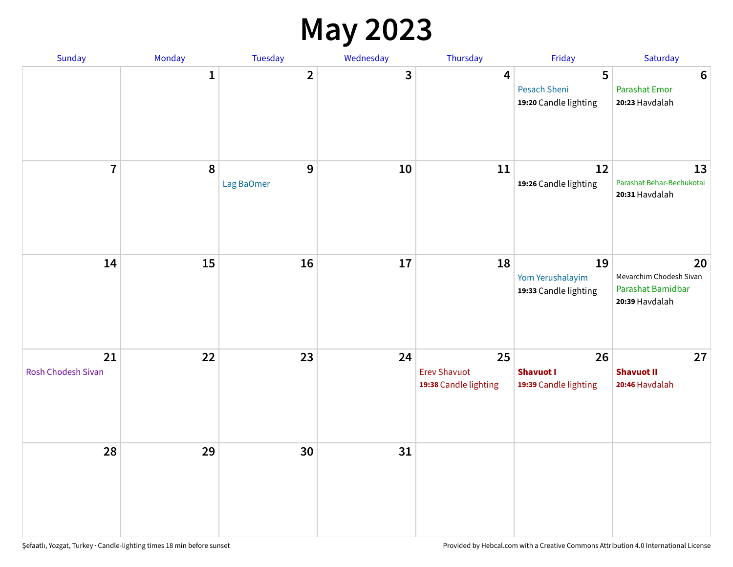# May 2023

| Sunday | Monday | Tuesday | Wednesday | Thursday | Friday | Saturday |
|---|---|---|---|---|---|---|
| | 1 | 2 | 3 | 4 | 5<br>Pesach Sheni<br>**19:20** Candle lighting | 6<br>Parashat Emor<br>**20:23** Havdalah |
| 7 | 8 | 9<br>Lag BaOmer | 10 | 11 | 12<br>**19:26** Candle lighting | 13<br>Parashat Behar-Bechukotai<br>**20:31** Havdalah |
| 14 | 15 | 16 | 17 | 18 | 19<br>Yom Yerushalayim<br>**19:33** Candle lighting | 20<br>Mevarchim Chodesh Sivan<br>Parashat Bamidbar<br>**20:39** Havdalah |
| 21<br>Rosh Chodesh Sivan | 22 | 23 | 24 | 25<br>Erev Shavuot<br>**19:38** Candle lighting | 26<br>**Shavuot I**<br>**19:39** Candle lighting | 27<br>**Shavuot II**<br>**20:46** Havdalah |
| 28 | 29 | 30 | 31 | | | |

Şefaatlı, Yozgat, Turkey · Candle-lighting times 18 min before sunset

Provided by Hebcal.com with a Creative Commons Attribution 4.0 International License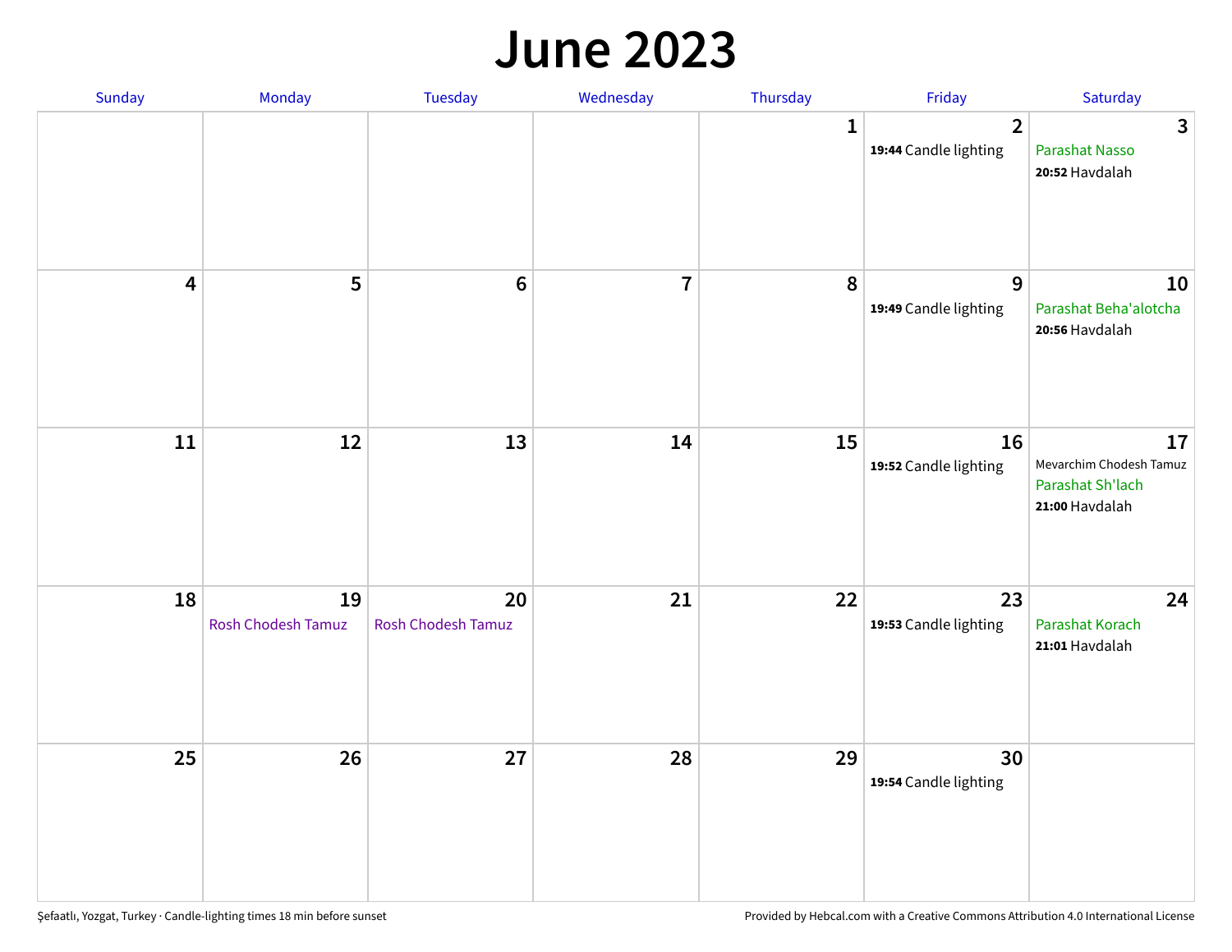# June 2023

| Sunday | Monday | Tuesday | Wednesday | Thursday | Friday | Saturday |
|---|---|---|---|---|---|---|
| | | | | 1 | 2<br>**19:44** Candle lighting | 3<br>Parashat Nasso<br>**20:52** Havdalah |
| 4 | 5 | 6 | 7 | 8 | 9<br>**19:49** Candle lighting | 10<br>Parashat Beha'alotcha<br>**20:56** Havdalah |
| 11 | 12 | 13 | 14 | 15 | 16<br>**19:52** Candle lighting | 17<br>Mevarchim Chodesh Tamuz<br>Parashat Sh'lach<br>**21:00** Havdalah |
| 18 | 19<br>Rosh Chodesh Tamuz | 20<br>Rosh Chodesh Tamuz | 21 | 22 | 23<br>**19:53** Candle lighting | 24<br>Parashat Korach<br>**21:01** Havdalah |
| 25 | 26 | 27 | 28 | 29 | 30<br>**19:54** Candle lighting | |

Şefaatlı, Yozgat, Turkey · Candle-lighting times 18 min before sunset

Provided by Hebcal.com with a Creative Commons Attribution 4.0 International License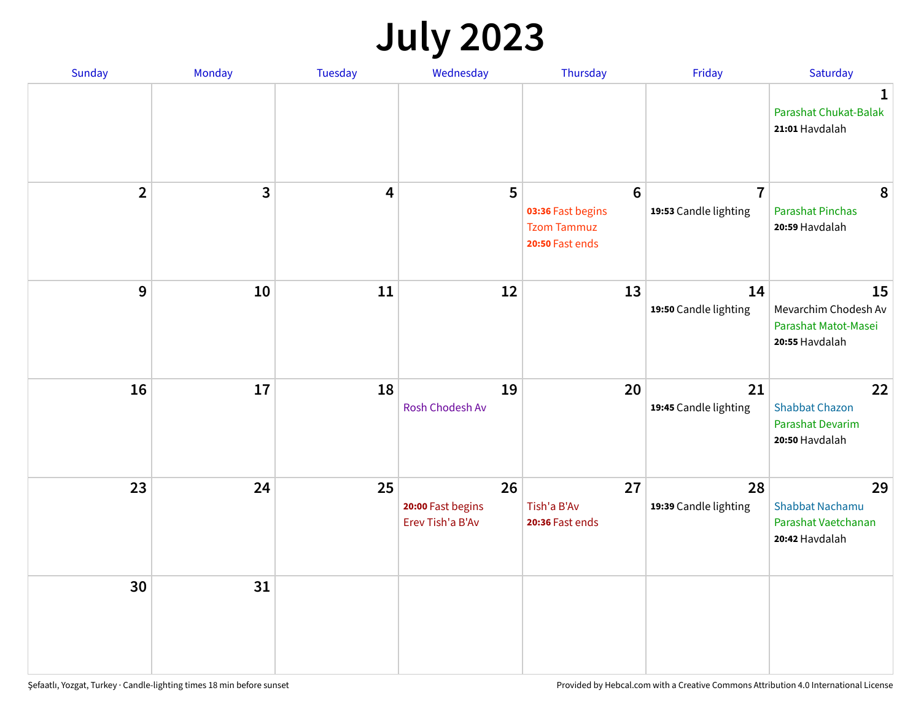# July 2023

| Sunday | Monday | Tuesday | Wednesday | Thursday | Friday | Saturday |
|---|---|---|---|---|---|---|
| | | | | | | **1**<br>Parashat Chukat-Balak<br>**21:01** Havdalah |
| **2** | **3** | **4** | **5** | **6**<br>**03:36** Fast begins<br>Tzom Tammuz<br>**20:50** Fast ends | **7**<br>**19:53** Candle lighting | **8**<br>Parashat Pinchas<br>**20:59** Havdalah |
| **9** | **10** | **11** | **12** | **13** | **14**<br>**19:50** Candle lighting | **15**<br>Mevarchim Chodesh Av<br>Parashat Matot-Masei<br>**20:55** Havdalah |
| **16** | **17** | **18** | **19**<br>Rosh Chodesh Av | **20** | **21**<br>**19:45** Candle lighting | **22**<br>Shabbat Chazon<br>Parashat Devarim<br>**20:50** Havdalah |
| **23** | **24** | **25** | **26**<br>**20:00** Fast begins<br>Erev Tish'a B'Av | **27**<br>Tish'a B'Av<br>**20:36** Fast ends | **28**<br>**19:39** Candle lighting | **29**<br>Shabbat Nachamu<br>Parashat Vaetchanan<br>**20:42** Havdalah |
| **30** | **31** | | | | | |

Şefaatlı, Yozgat, Turkey · Candle-lighting times 18 min before sunset

Provided by Hebcal.com with a Creative Commons Attribution 4.0 International License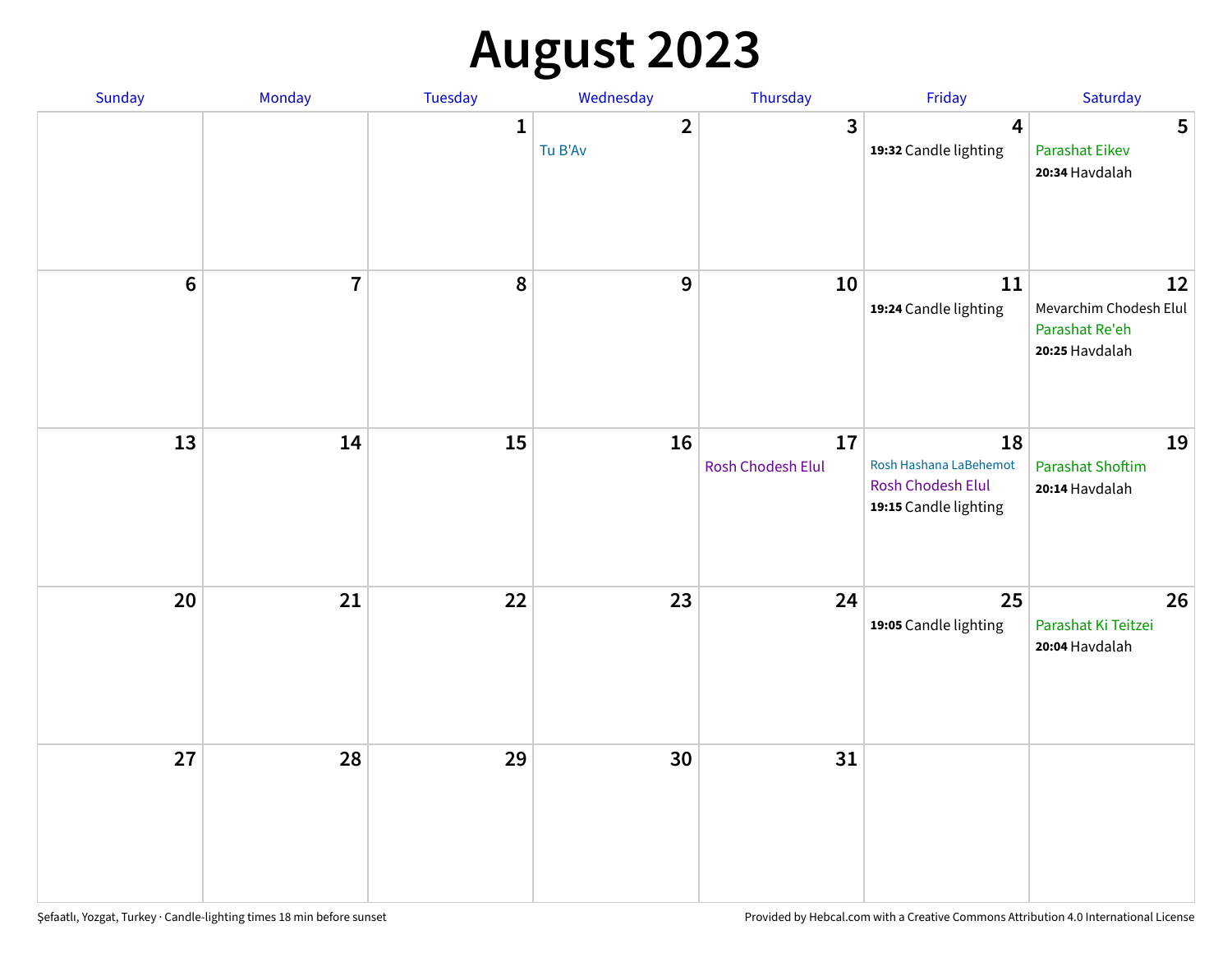# August 2023

| Sunday | Monday | Tuesday | Wednesday | Thursday | Friday | Saturday |
|---|---|---|---|---|---|---|
| | | 1 | 2 Tu B'Av | 3 | 4 **19:32** Candle lighting | 5 Parashat Eikev **20:34** Havdalah |
| 6 | 7 | 8 | 9 | 10 | 11 **19:24** Candle lighting | 12 Mevarchim Chodesh Elul Parashat Re'eh **20:25** Havdalah |
| 13 | 14 | 15 | 16 | 17 Rosh Chodesh Elul | 18 Rosh Hashana LaBehemot Rosh Chodesh Elul **19:15** Candle lighting | 19 Parashat Shoftim **20:14** Havdalah |
| 20 | 21 | 22 | 23 | 24 | 25 **19:05** Candle lighting | 26 Parashat Ki Teitzei **20:04** Havdalah |
| 27 | 28 | 29 | 30 | 31 | | |

Şefaatlı, Yozgat, Turkey · Candle-lighting times 18 min before sunset

Provided by Hebcal.com with a Creative Commons Attribution 4.0 International License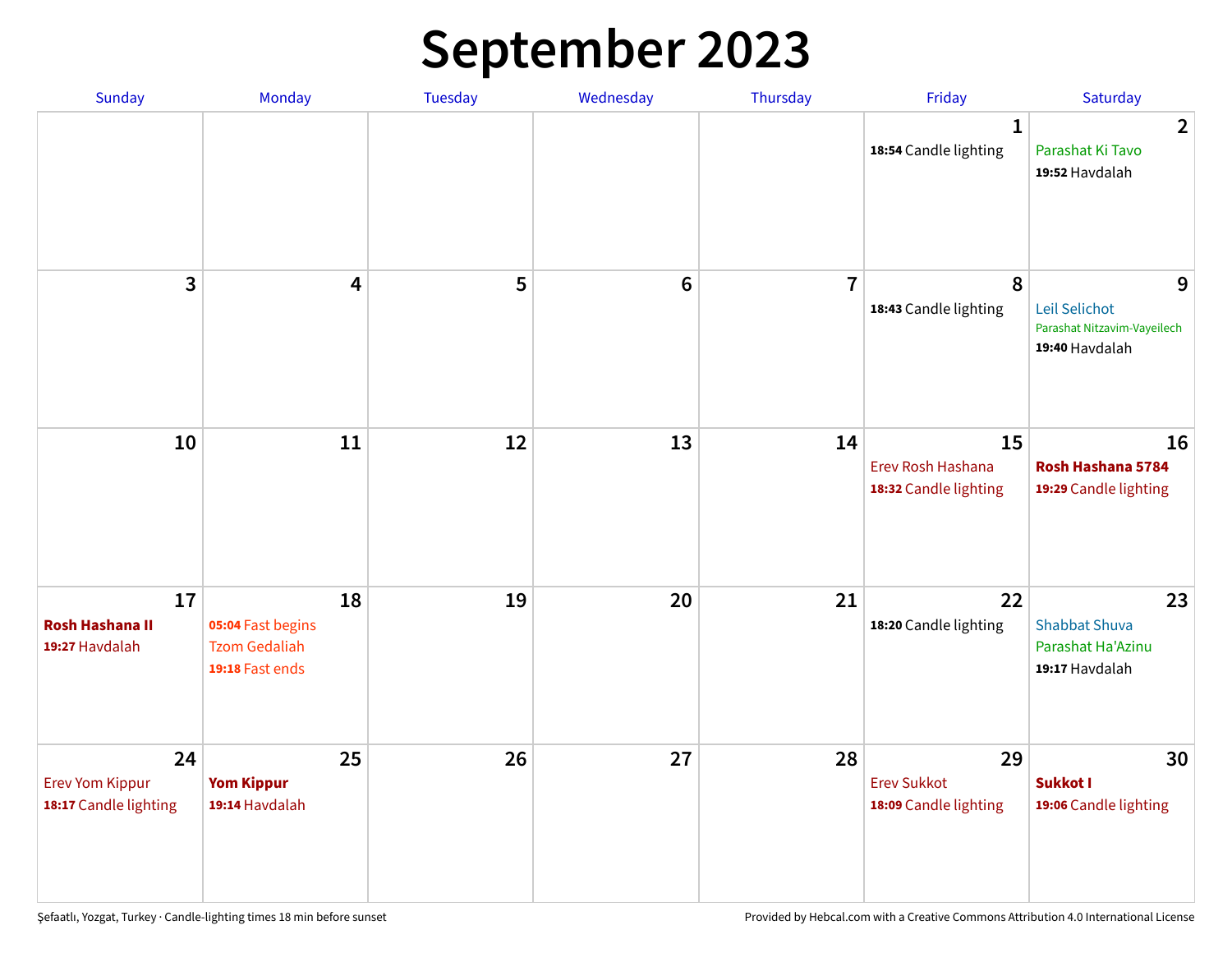# September 2023

| Sunday | Monday | Tuesday | Wednesday | Thursday | Friday | Saturday |
|---|---|---|---|---|---|---|
| | | | | | **1**<br>**18:54** Candle lighting | **2**<br>Parashat Ki Tavo<br>**19:52** Havdalah |
| **3** | **4** | **5** | **6** | **7** | **8**<br>**18:43** Candle lighting | **9**<br>Leil Selichot<br>Parashat Nitzavim-Vayeilech<br>**19:40** Havdalah |
| **10** | **11** | **12** | **13** | **14** | **15**<br>Erev Rosh Hashana<br>**18:32** Candle lighting | **16**<br>**Rosh Hashana 5784**<br>**19:29** Candle lighting |
| **17**<br>**Rosh Hashana II**<br>**19:27** Havdalah | **18**<br>**05:04** Fast begins<br>Tzom Gedaliah<br>**19:18** Fast ends | **19** | **20** | **21** | **22**<br>**18:20** Candle lighting | **23**<br>Shabbat Shuva<br>Parashat Ha'Azinu<br>**19:17** Havdalah |
| **24**<br>Erev Yom Kippur<br>**18:17** Candle lighting | **25**<br>**Yom Kippur**<br>**19:14** Havdalah | **26** | **27** | **28** | **29**<br>Erev Sukkot<br>**18:09** Candle lighting | **30**<br>**Sukkot I**<br>**19:06** Candle lighting |

Şefaatlı, Yozgat, Turkey · Candle-lighting times 18 min before sunset

Provided by Hebcal.com with a Creative Commons Attribution 4.0 International License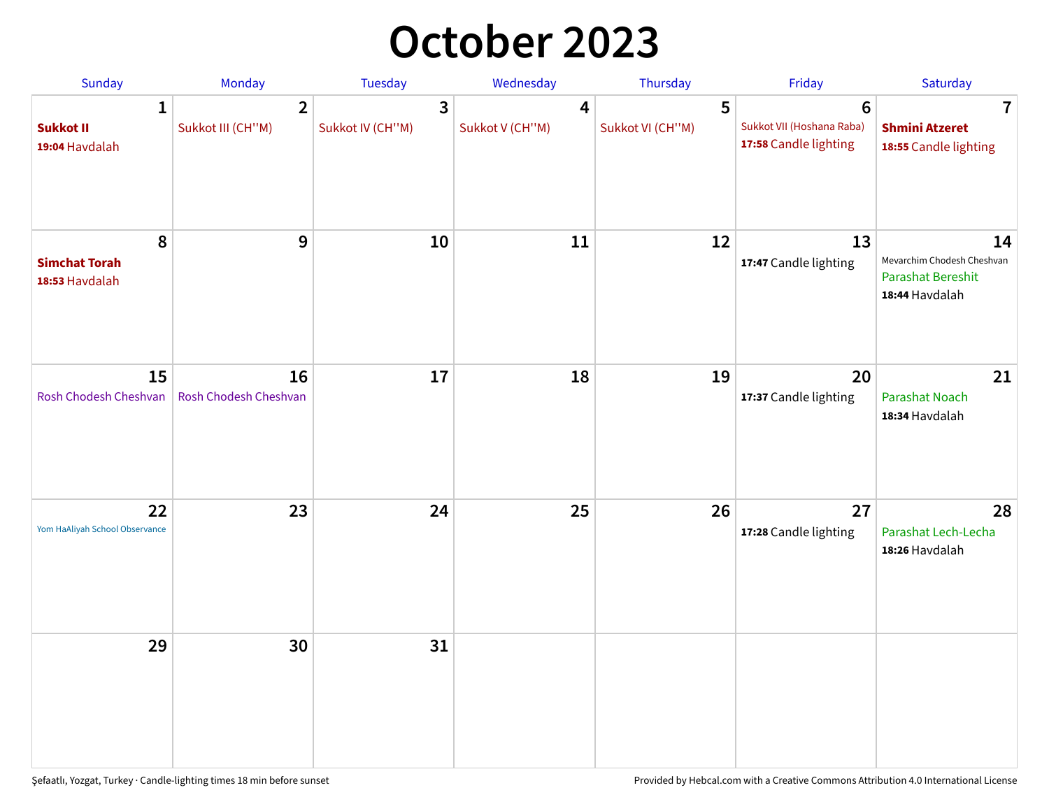# October 2023

| Sunday | Monday | Tuesday | Wednesday | Thursday | Friday | Saturday |
|---|---|---|---|---|---|---|
| 1<br>**Sukkot II**<br>**19:04** Havdalah | 2<br>Sukkot III (CH''M) | 3<br>Sukkot IV (CH''M) | 4<br>Sukkot V (CH''M) | 5<br>Sukkot VI (CH''M) | 6<br>Sukkot VII (Hoshana Raba)<br>**17:58** Candle lighting | 7<br>**Shmini Atzeret**<br>**18:55** Candle lighting |
| 8<br>**Simchat Torah**<br>**18:53** Havdalah | 9 | 10 | 11 | 12 | 13<br>**17:47** Candle lighting | 14<br>Mevarchim Chodesh Cheshvan<br>Parashat Bereshit<br>**18:44** Havdalah |
| 15<br>Rosh Chodesh Cheshvan | 16<br>Rosh Chodesh Cheshvan | 17 | 18 | 19 | 20<br>**17:37** Candle lighting | 21<br>Parashat Noach<br>**18:34** Havdalah |
| 22<br>Yom HaAliyah School Observance | 23 | 24 | 25 | 26 | 27<br>**17:28** Candle lighting | 28<br>Parashat Lech-Lecha<br>**18:26** Havdalah |
| 29 | 30 | 31 | | | | |

Şefaatlı, Yozgat, Turkey · Candle-lighting times 18 min before sunset

Provided by Hebcal.com with a Creative Commons Attribution 4.0 International License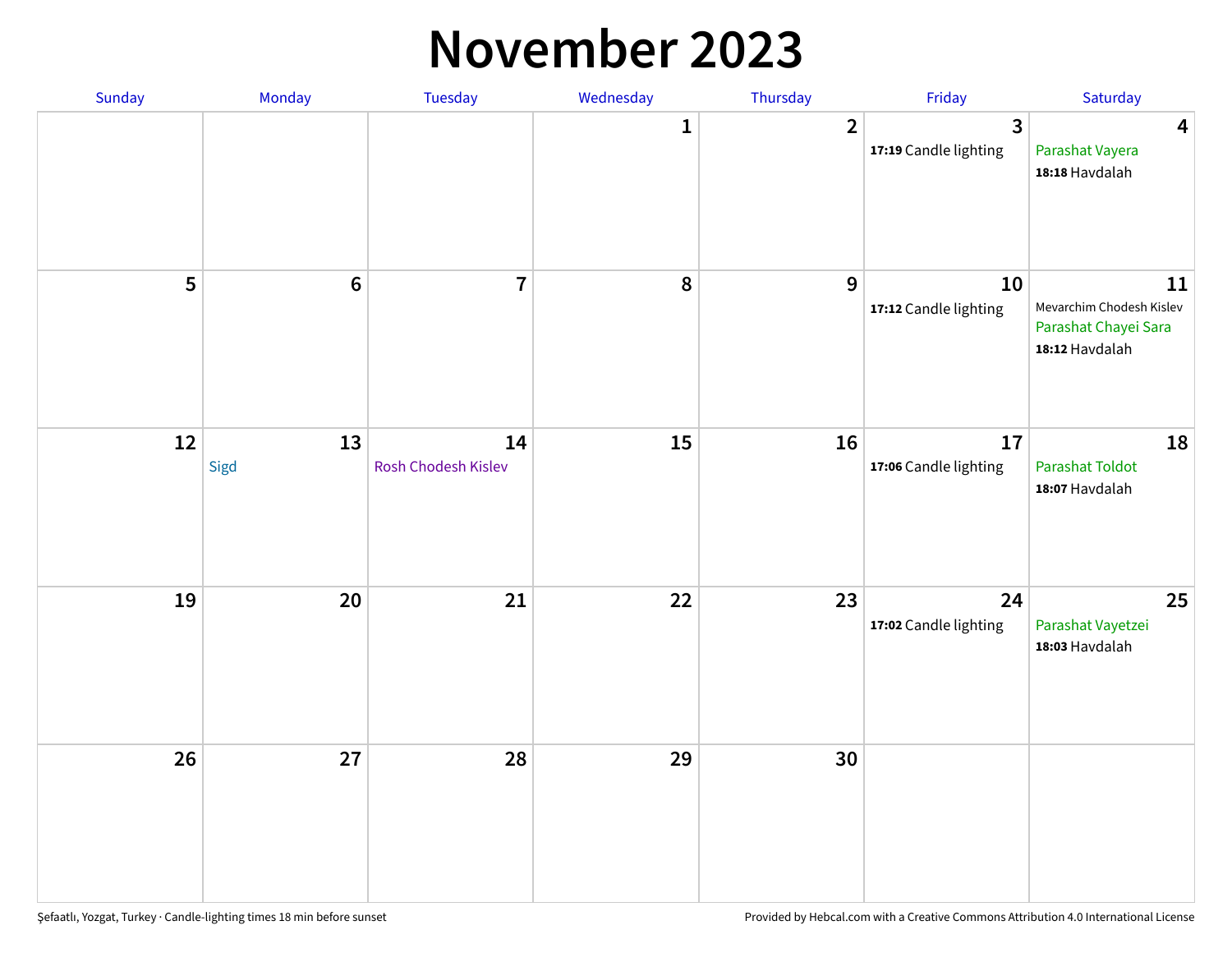# November 2023

| Sunday | Monday | Tuesday | Wednesday | Thursday | Friday | Saturday |
|---|---|---|---|---|---|---|
| | | | 1 | 2 | 3<br>**17:19** Candle lighting | 4<br>Parashat Vayera<br>**18:18** Havdalah |
| 5 | 6 | 7 | 8 | 9 | 10<br>**17:12** Candle lighting | 11<br>Mevarchim Chodesh Kislev<br>Parashat Chayei Sara<br>**18:12** Havdalah |
| 12 | 13<br>Sigd | 14<br>Rosh Chodesh Kislev | 15 | 16 | 17<br>**17:06** Candle lighting | 18<br>Parashat Toldot<br>**18:07** Havdalah |
| 19 | 20 | 21 | 22 | 23 | 24<br>**17:02** Candle lighting | 25<br>Parashat Vayetzei<br>**18:03** Havdalah |
| 26 | 27 | 28 | 29 | 30 | | |

Şefaatlı, Yozgat, Turkey · Candle-lighting times 18 min before sunset

Provided by Hebcal.com with a Creative Commons Attribution 4.0 International License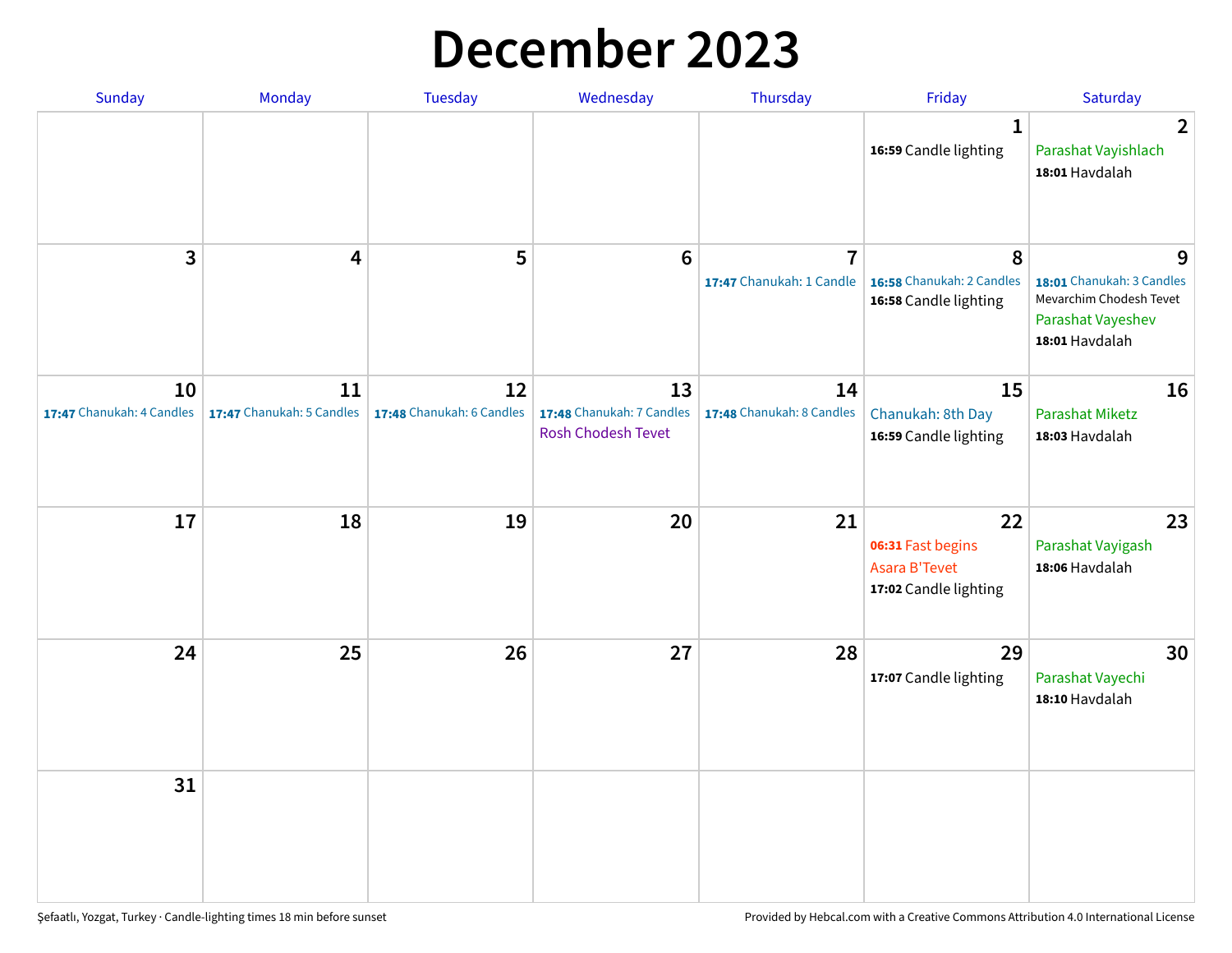# December 2023

| Sunday | Monday | Tuesday | Wednesday | Thursday | Friday | Saturday |
|---|---|---|---|---|---|---|
| | | | | | 1<br>**16:59** Candle lighting | 2<br>Parashat Vayishlach<br>**18:01** Havdalah |
| 3 | 4 | 5 | 6 | 7<br>**17:47** Chanukah: 1 Candle | 8<br>**16:58** Chanukah: 2 Candles<br>**16:58** Candle lighting | 9<br>**18:01** Chanukah: 3 Candles<br>Mevarchim Chodesh Tevet<br>Parashat Vayeshev<br>**18:01** Havdalah |
| 10<br>**17:47** Chanukah: 4 Candles | 11<br>**17:47** Chanukah: 5 Candles | 12<br>**17:48** Chanukah: 6 Candles | 13<br>**17:48** Chanukah: 7 Candles<br>Rosh Chodesh Tevet | 14<br>**17:48** Chanukah: 8 Candles | 15<br>Chanukah: 8th Day<br>**16:59** Candle lighting | 16<br>Parashat Miketz<br>**18:03** Havdalah |
| 17 | 18 | 19 | 20 | 21 | 22<br>**06:31** Fast begins<br>Asara B'Tevet<br>**17:02** Candle lighting | 23<br>Parashat Vayigash<br>**18:06** Havdalah |
| 24 | 25 | 26 | 27 | 28 | 29<br>**17:07** Candle lighting | 30<br>Parashat Vayechi<br>**18:10** Havdalah |
| 31 | | | | | | |

Şefaatlı, Yozgat, Turkey · Candle-lighting times 18 min before sunset

Provided by Hebcal.com with a Creative Commons Attribution 4.0 International License